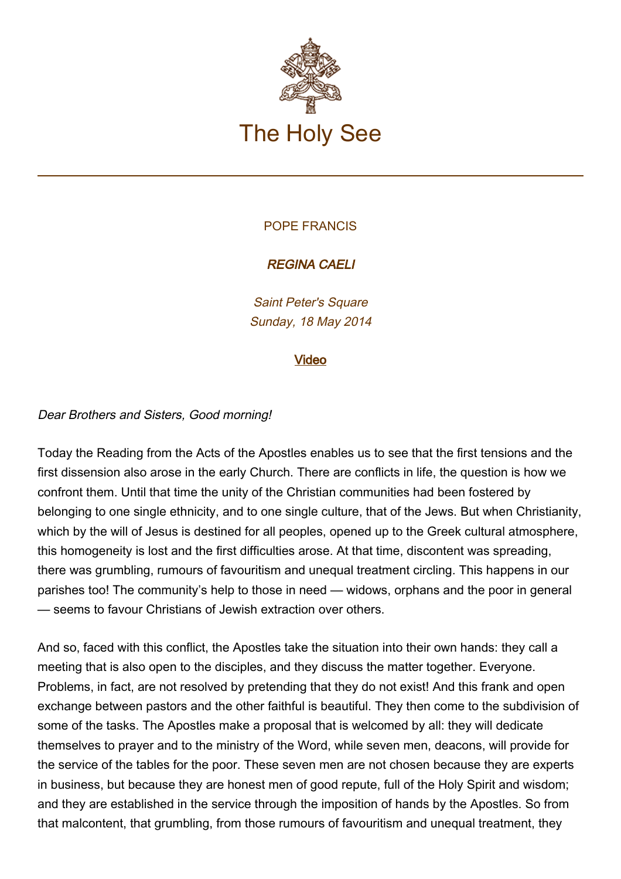# The Holy See

POPE FRANCIS

***REGINA CAELI***

*Saint Peter's Square*
*Sunday, 18 May 2014*

**Video**

*Dear Brothers and Sisters, Good morning!*

Today the Reading from the Acts of the Apostles enables us to see that the first tensions and the first dissension also arose in the early Church. There are conflicts in life, the question is how we confront them. Until that time the unity of the Christian communities had been fostered by belonging to one single ethnicity, and to one single culture, that of the Jews. But when Christianity, which by the will of Jesus is destined for all peoples, opened up to the Greek cultural atmosphere, this homogeneity is lost and the first difficulties arose. At that time, discontent was spreading, there was grumbling, rumours of favouritism and unequal treatment circling. This happens in our parishes too! The community's help to those in need — widows, orphans and the poor in general — seems to favour Christians of Jewish extraction over others.

And so, faced with this conflict, the Apostles take the situation into their own hands: they call a meeting that is also open to the disciples, and they discuss the matter together. Everyone. Problems, in fact, are not resolved by pretending that they do not exist! And this frank and open exchange between pastors and the other faithful is beautiful. They then come to the subdivision of some of the tasks. The Apostles make a proposal that is welcomed by all: they will dedicate themselves to prayer and to the ministry of the Word, while seven men, deacons, will provide for the service of the tables for the poor. These seven men are not chosen because they are experts in business, but because they are honest men of good repute, full of the Holy Spirit and wisdom; and they are established in the service through the imposition of hands by the Apostles. So from that malcontent, that grumbling, from those rumours of favouritism and unequal treatment, they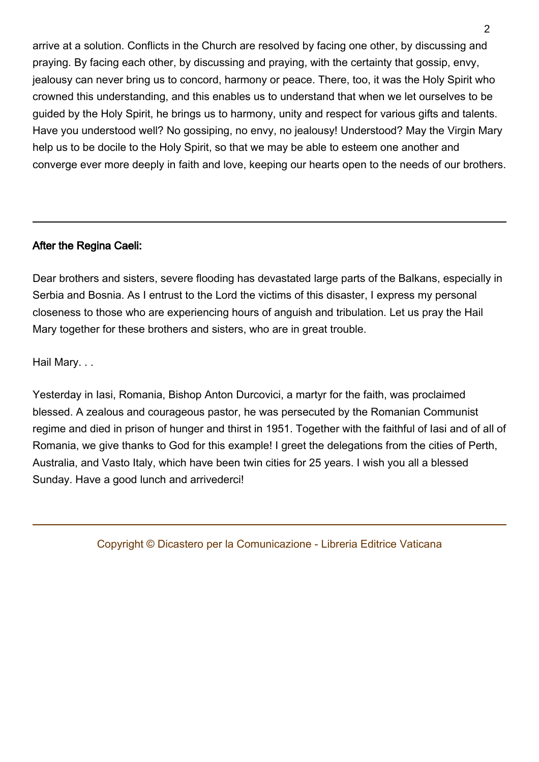arrive at a solution. Conflicts in the Church are resolved by facing one other, by discussing and praying. By facing each other, by discussing and praying, with the certainty that gossip, envy, jealousy can never bring us to concord, harmony or peace. There, too, it was the Holy Spirit who crowned this understanding, and this enables us to understand that when we let ourselves to be guided by the Holy Spirit, he brings us to harmony, unity and respect for various gifts and talents. Have you understood well? No gossiping, no envy, no jealousy! Understood? May the Virgin Mary help us to be docile to the Holy Spirit, so that we may be able to esteem one another and converge ever more deeply in faith and love, keeping our hearts open to the needs of our brothers.

---

**After the Regina Caeli:**

Dear brothers and sisters, severe flooding has devastated large parts of the Balkans, especially in Serbia and Bosnia. As I entrust to the Lord the victims of this disaster, I express my personal closeness to those who are experiencing hours of anguish and tribulation. Let us pray the Hail Mary together for these brothers and sisters, who are in great trouble.

Hail Mary. . .

Yesterday in Iasi, Romania, Bishop Anton Durcovici, a martyr for the faith, was proclaimed blessed. A zealous and courageous pastor, he was persecuted by the Romanian Communist regime and died in prison of hunger and thirst in 1951. Together with the faithful of Iasi and of all of Romania, we give thanks to God for this example! I greet the delegations from the cities of Perth, Australia, and Vasto Italy, which have been twin cities for 25 years. I wish you all a blessed Sunday. Have a good lunch and arrivederci!

---

Copyright © Dicastero per la Comunicazione - Libreria Editrice Vaticana